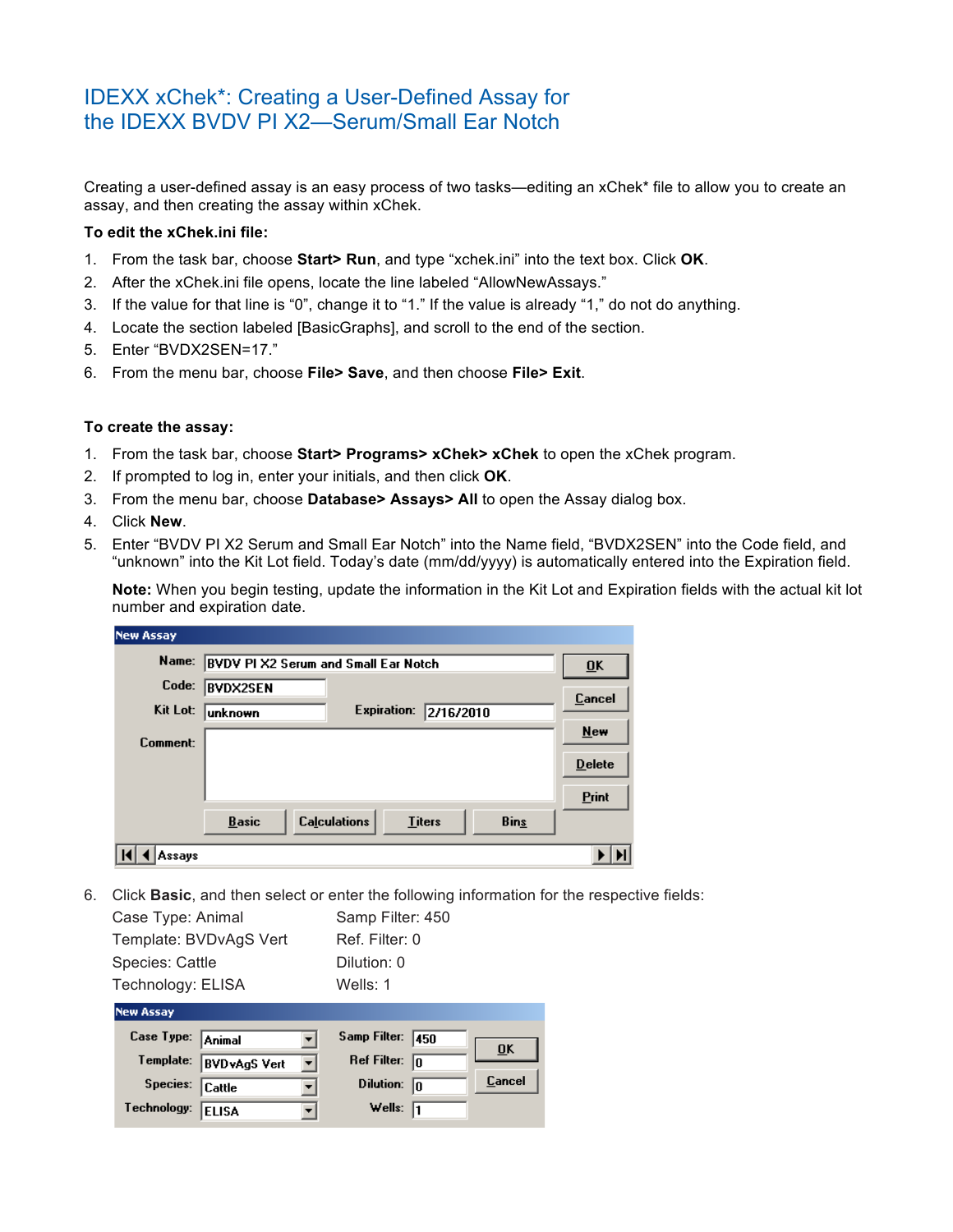# IDEXX xChek*: Creating a User-Defined Assay for the IDEXX BVDV PI X2—Serum/Small Ear Notch

Creating a user-defined assay is an easy process of two tasks—editing an xChek* file to allow you to create an assay, and then creating the assay within xChek.

**To edit the xChek.ini file:**

1. From the task bar, choose **Start> Run**, and type “xchek.ini” into the text box. Click **OK**.
2. After the xChek.ini file opens, locate the line labeled “AllowNewAssays.”
3. If the value for that line is “0”, change it to “1.” If the value is already “1,” do not do anything.
4. Locate the section labeled [BasicGraphs], and scroll to the end of the section.
5. Enter “BVDX2SEN=17.”
6. From the menu bar, choose **File> Save**, and then choose **File> Exit**.

**To create the assay:**

1. From the task bar, choose **Start> Programs> xChek> xChek** to open the xChek program.
2. If prompted to log in, enter your initials, and then click **OK**.
3. From the menu bar, choose **Database> Assays> All** to open the Assay dialog box.
4. Click **New**.
5. Enter “BVDV PI X2 Serum and Small Ear Notch” into the Name field, “BVDX2SEN” into the Code field, and “unknown” into the Kit Lot field. Today’s date (mm/dd/yyyy) is automatically entered into the Expiration field.

   **Note:** When you begin testing, update the information in the Kit Lot and Expiration fields with the actual kit lot number and expiration date.

6. Click **Basic**, and then select or enter the following information for the respective fields:

   Case Type: Animal
   Template: BVDvAgS Vert
   Species: Cattle
   Technology: ELISA
   Samp Filter: 450
   Ref. Filter: 0
   Dilution: 0
   Wells: 1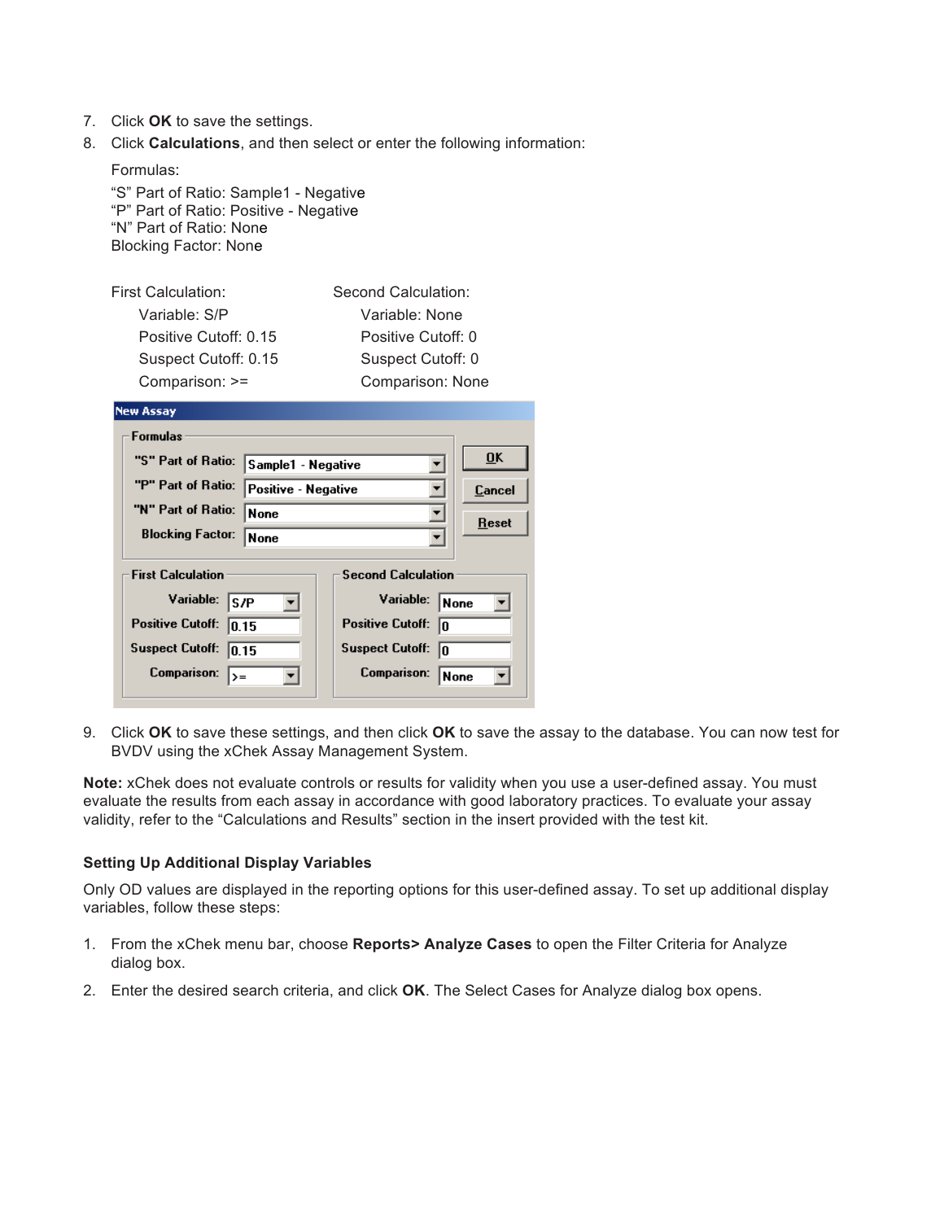7. Click **OK** to save the settings.
8. Click **Calculations**, and then select or enter the following information:

   Formulas:

   "S" Part of Ratio: Sample1 - Negative
   "P" Part of Ratio: Positive - Negative
   "N" Part of Ratio: None
   Blocking Factor: None

   First Calculation:
   - Variable: S/P
   - Positive Cutoff: 0.15
   - Suspect Cutoff: 0.15
   - Comparison: >=

   Second Calculation:
   - Variable: None
   - Positive Cutoff: 0
   - Suspect Cutoff: 0
   - Comparison: None

9. Click **OK** to save these settings, and then click **OK** to save the assay to the database. You can now test for BVDV using the xChek Assay Management System.

**Note:** xChek does not evaluate controls or results for validity when you use a user-defined assay. You must evaluate the results from each assay in accordance with good laboratory practices. To evaluate your assay validity, refer to the "Calculations and Results" section in the insert provided with the test kit.

### Setting Up Additional Display Variables

Only OD values are displayed in the reporting options for this user-defined assay. To set up additional display variables, follow these steps:

1. From the xChek menu bar, choose **Reports> Analyze Cases** to open the Filter Criteria for Analyze dialog box.
2. Enter the desired search criteria, and click **OK**. The Select Cases for Analyze dialog box opens.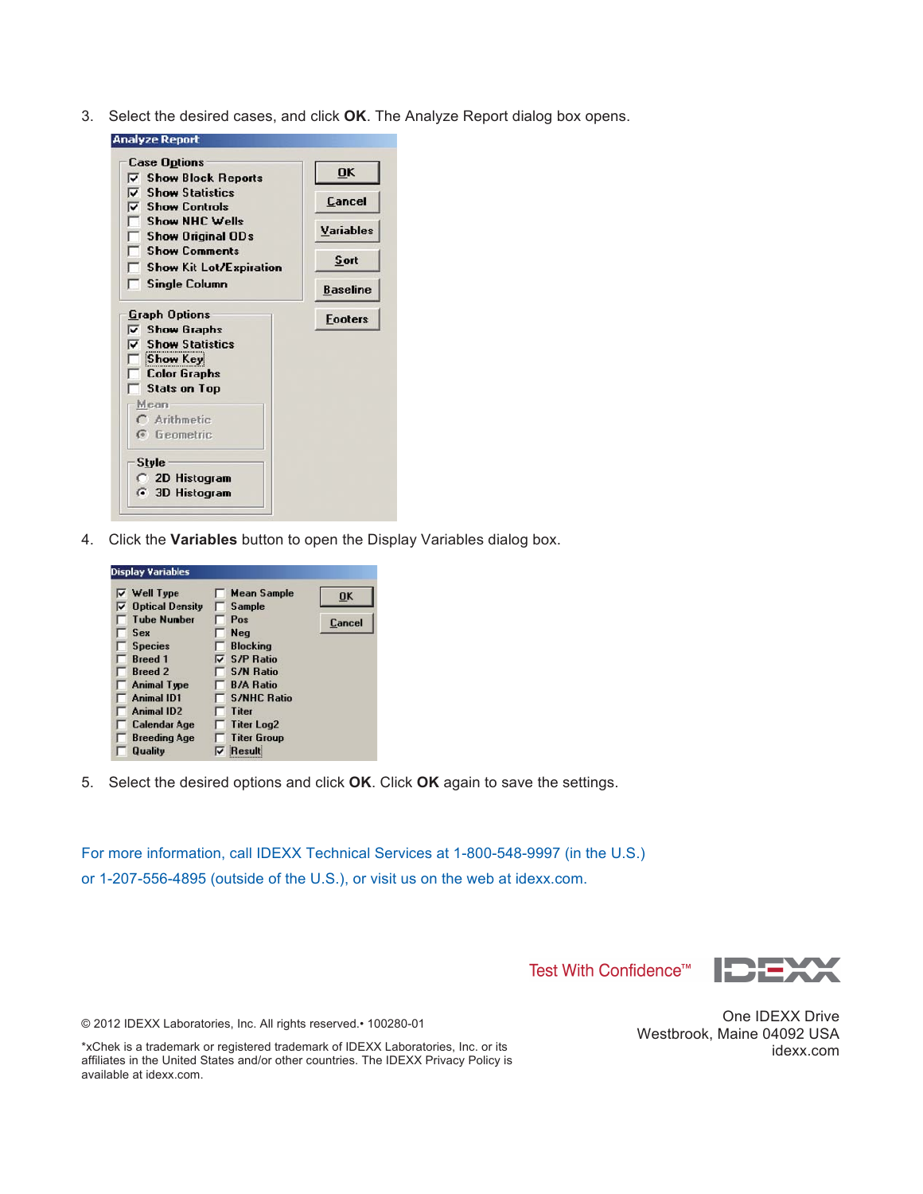3. Select the desired cases, and click **OK**. The Analyze Report dialog box opens.

4. Click the **Variables** button to open the Display Variables dialog box.

5. Select the desired options and click **OK**. Click **OK** again to save the settings.

For more information, call IDEXX Technical Services at 1-800-548-9997 (in the U.S.) or 1-207-556-4895 (outside of the U.S.), or visit us on the web at idexx.com.

Test With Confidence™

© 2012 IDEXX Laboratories, Inc. All rights reserved.• 100280-01

*xChek is a trademark or registered trademark of IDEXX Laboratories, Inc. or its affiliates in the United States and/or other countries. The IDEXX Privacy Policy is available at idexx.com.

One IDEXX Drive
Westbrook, Maine 04092 USA
idexx.com